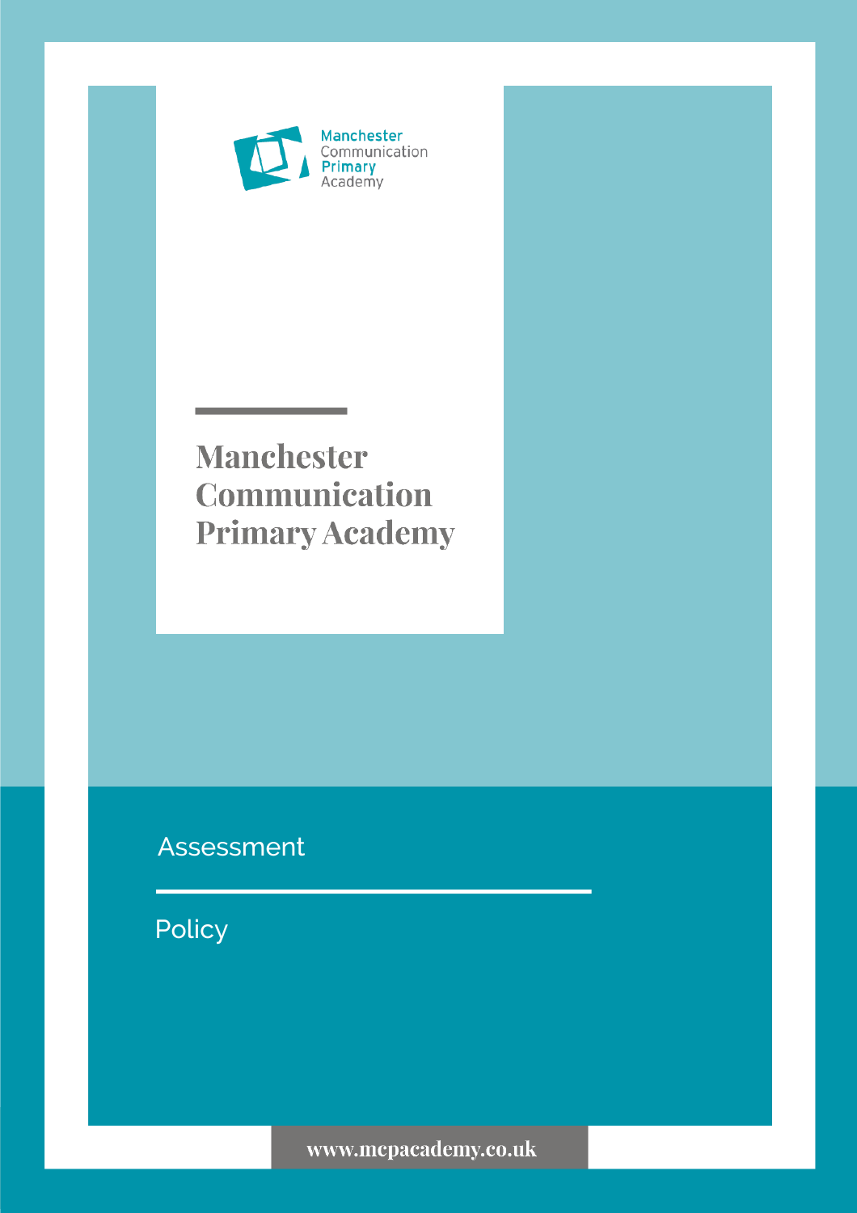Manchester Communication Primary Academy

# Manchester Communication Primary Academy

## Assessment

## Policy

www.mcpacademy.co.uk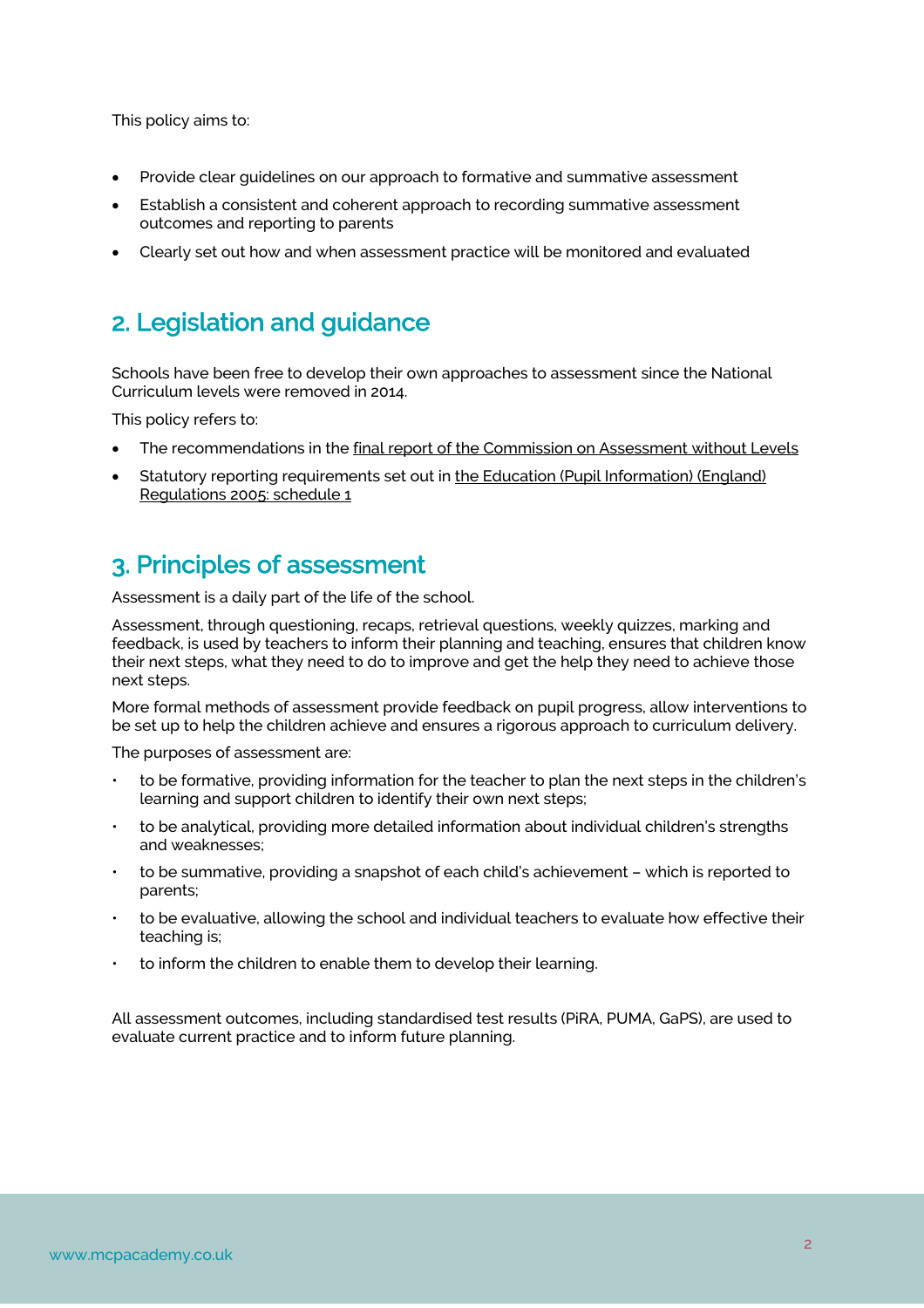This policy aims to:

- Provide clear guidelines on our approach to formative and summative assessment
- Establish a consistent and coherent approach to recording summative assessment outcomes and reporting to parents
- Clearly set out how and when assessment practice will be monitored and evaluated

## 2. Legislation and guidance

Schools have been free to develop their own approaches to assessment since the National Curriculum levels were removed in 2014.

This policy refers to:

- The recommendations in the final report of the Commission on Assessment without Levels
- Statutory reporting requirements set out in the Education (Pupil Information) (England) Regulations 2005: schedule 1

## 3. Principles of assessment

Assessment is a daily part of the life of the school.

Assessment, through questioning, recaps, retrieval questions, weekly quizzes, marking and feedback, is used by teachers to inform their planning and teaching, ensures that children know their next steps, what they need to do to improve and get the help they need to achieve those next steps.

More formal methods of assessment provide feedback on pupil progress, allow interventions to be set up to help the children achieve and ensures a rigorous approach to curriculum delivery.

The purposes of assessment are:

- to be formative, providing information for the teacher to plan the next steps in the children's learning and support children to identify their own next steps;
- to be analytical, providing more detailed information about individual children's strengths and weaknesses;
- to be summative, providing a snapshot of each child's achievement – which is reported to parents;
- to be evaluative, allowing the school and individual teachers to evaluate how effective their teaching is;
- to inform the children to enable them to develop their learning.

All assessment outcomes, including standardised test results (PiRA, PUMA, GaPS), are used to evaluate current practice and to inform future planning.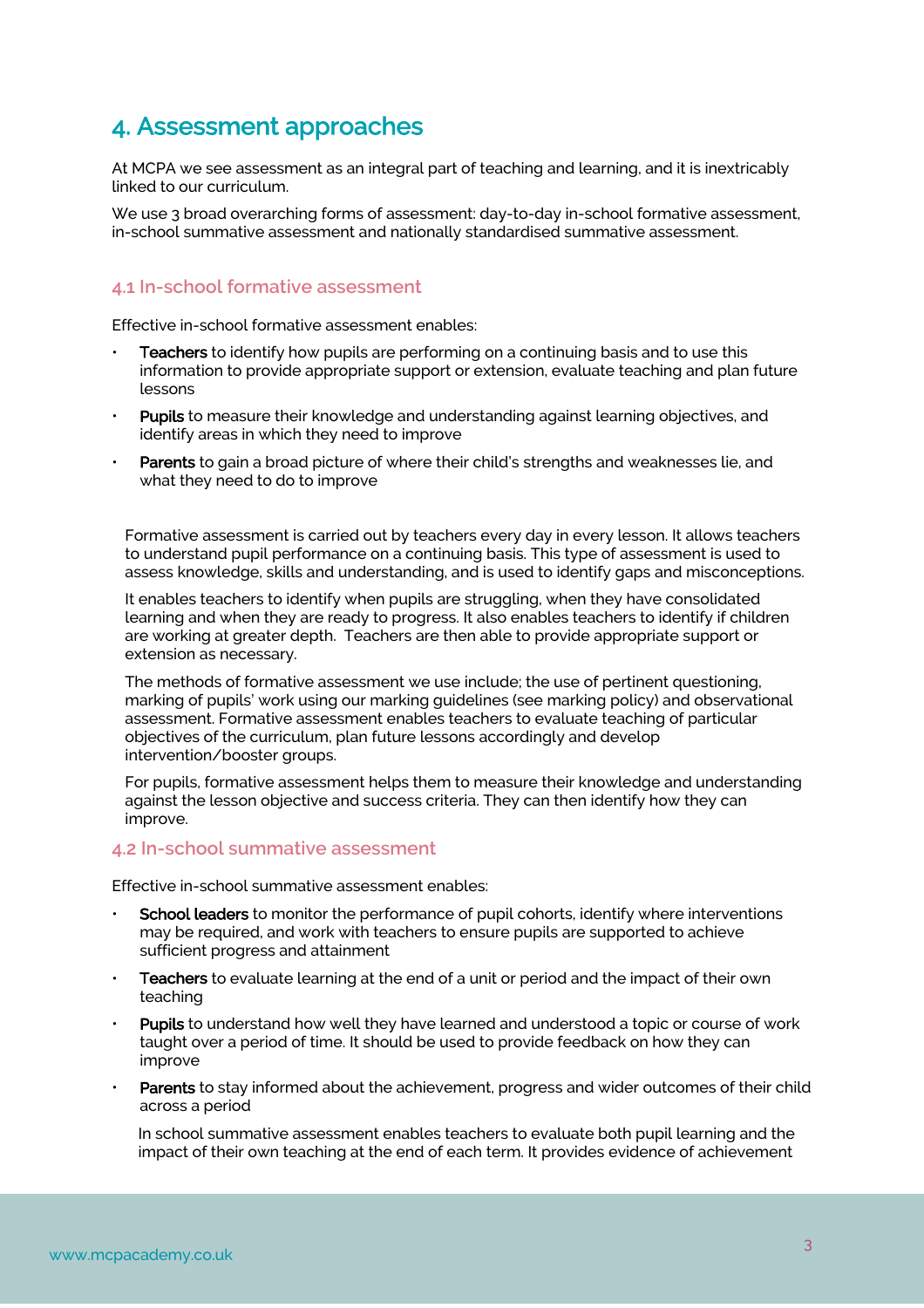## 4. Assessment approaches

At MCPA we see assessment as an integral part of teaching and learning, and it is inextricably linked to our curriculum.

We use 3 broad overarching forms of assessment: day-to-day in-school formative assessment, in-school summative assessment and nationally standardised summative assessment.

### 4.1 In-school formative assessment

Effective in-school formative assessment enables:

- **Teachers** to identify how pupils are performing on a continuing basis and to use this information to provide appropriate support or extension, evaluate teaching and plan future lessons
- **Pupils** to measure their knowledge and understanding against learning objectives, and identify areas in which they need to improve
- **Parents** to gain a broad picture of where their child's strengths and weaknesses lie, and what they need to do to improve

Formative assessment is carried out by teachers every day in every lesson. It allows teachers to understand pupil performance on a continuing basis. This type of assessment is used to assess knowledge, skills and understanding, and is used to identify gaps and misconceptions.

It enables teachers to identify when pupils are struggling, when they have consolidated learning and when they are ready to progress. It also enables teachers to identify if children are working at greater depth. Teachers are then able to provide appropriate support or extension as necessary.

The methods of formative assessment we use include; the use of pertinent questioning, marking of pupils' work using our marking guidelines (see marking policy) and observational assessment. Formative assessment enables teachers to evaluate teaching of particular objectives of the curriculum, plan future lessons accordingly and develop intervention/booster groups.

For pupils, formative assessment helps them to measure their knowledge and understanding against the lesson objective and success criteria. They can then identify how they can improve.

### 4.2 In-school summative assessment

Effective in-school summative assessment enables:

- **School leaders** to monitor the performance of pupil cohorts, identify where interventions may be required, and work with teachers to ensure pupils are supported to achieve sufficient progress and attainment
- **Teachers** to evaluate learning at the end of a unit or period and the impact of their own teaching
- **Pupils** to understand how well they have learned and understood a topic or course of work taught over a period of time. It should be used to provide feedback on how they can improve
- **Parents** to stay informed about the achievement, progress and wider outcomes of their child across a period

In school summative assessment enables teachers to evaluate both pupil learning and the impact of their own teaching at the end of each term. It provides evidence of achievement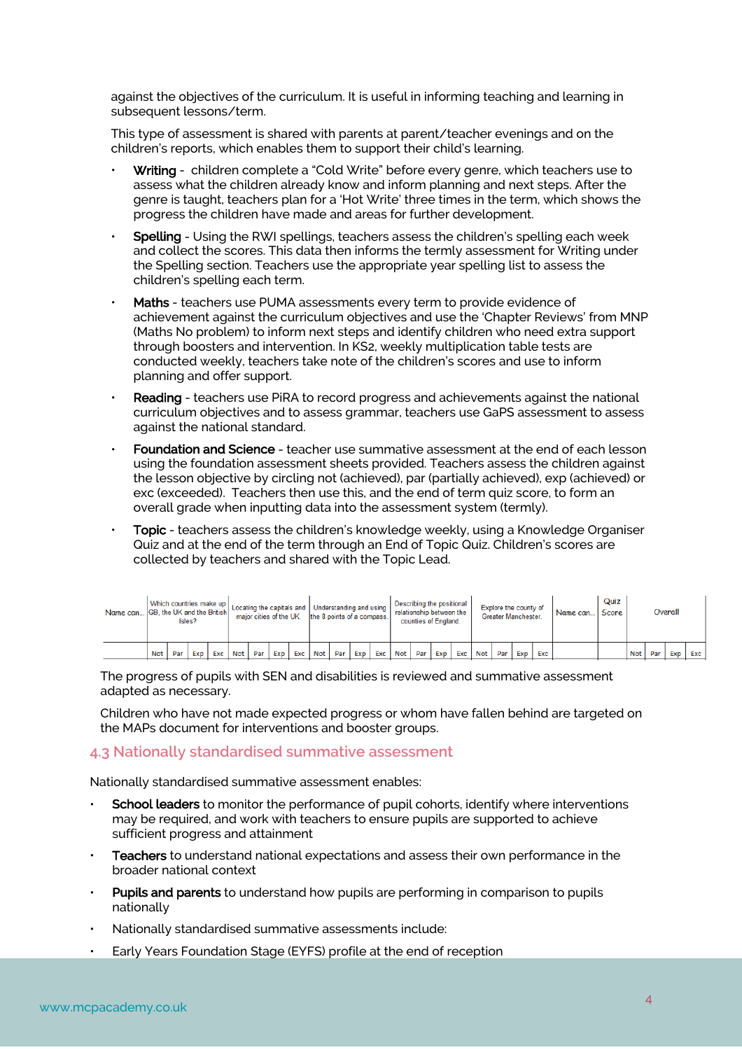against the objectives of the curriculum. It is useful in informing teaching and learning in subsequent lessons/term.

This type of assessment is shared with parents at parent/teacher evenings and on the children's reports, which enables them to support their child's learning.

- **Writing** - children complete a "Cold Write" before every genre, which teachers use to assess what the children already know and inform planning and next steps. After the genre is taught, teachers plan for a 'Hot Write' three times in the term, which shows the progress the children have made and areas for further development.
- **Spelling** - Using the RWI spellings, teachers assess the children's spelling each week and collect the scores. This data then informs the termly assessment for Writing under the Spelling section. Teachers use the appropriate year spelling list to assess the children's spelling each term.
- **Maths** - teachers use PUMA assessments every term to provide evidence of achievement against the curriculum objectives and use the 'Chapter Reviews' from MNP (Maths No problem) to inform next steps and identify children who need extra support through boosters and intervention. In KS2, weekly multiplication table tests are conducted weekly, teachers take note of the children's scores and use to inform planning and offer support.
- **Reading** - teachers use PiRA to record progress and achievements against the national curriculum objectives and to assess grammar, teachers use GaPS assessment to assess against the national standard.
- **Foundation and Science** - teacher use summative assessment at the end of each lesson using the foundation assessment sheets provided. Teachers assess the children against the lesson objective by circling not (achieved), par (partially achieved), exp (achieved) or exc (exceeded). Teachers then use this, and the end of term quiz score, to form an overall grade when inputting data into the assessment system (termly).
- **Topic** - teachers assess the children's knowledge weekly, using a Knowledge Organiser Quiz and at the end of the term through an End of Topic Quiz. Children's scores are collected by teachers and shared with the Topic Lead.

| Name can... | Which countries make up GB, the UK and the British Isles? | | | | Locating the capitals and major cities of the UK. | | | | Understanding and using the 8 points of a compass. | | | | Describing the positional relationship between the counties of England. | | | | Explore the county of Greater Manchester. | | | | Name can... | Quiz Score | Overall | | | |
|---|---|---|---|---|---|---|---|---|---|---|---|---|---|---|---|---|---|---|---|---|---|---|---|---|---|---|
| | Not | Par | Exp | Exc | Not | Par | Exp | Exc | Not | Par | Exp | Exc | Not | Par | Exp | Exc | Not | Par | Exp | Exc | | | Not | Par | Exp | Exc |

The progress of pupils with SEN and disabilities is reviewed and summative assessment adapted as necessary.

Children who have not made expected progress or whom have fallen behind are targeted on the MAPs document for interventions and booster groups.

## 4.3 Nationally standardised summative assessment

Nationally standardised summative assessment enables:

- **School leaders** to monitor the performance of pupil cohorts, identify where interventions may be required, and work with teachers to ensure pupils are supported to achieve sufficient progress and attainment
- **Teachers** to understand national expectations and assess their own performance in the broader national context
- **Pupils and parents** to understand how pupils are performing in comparison to pupils nationally
- Nationally standardised summative assessments include:
- Early Years Foundation Stage (EYFS) profile at the end of reception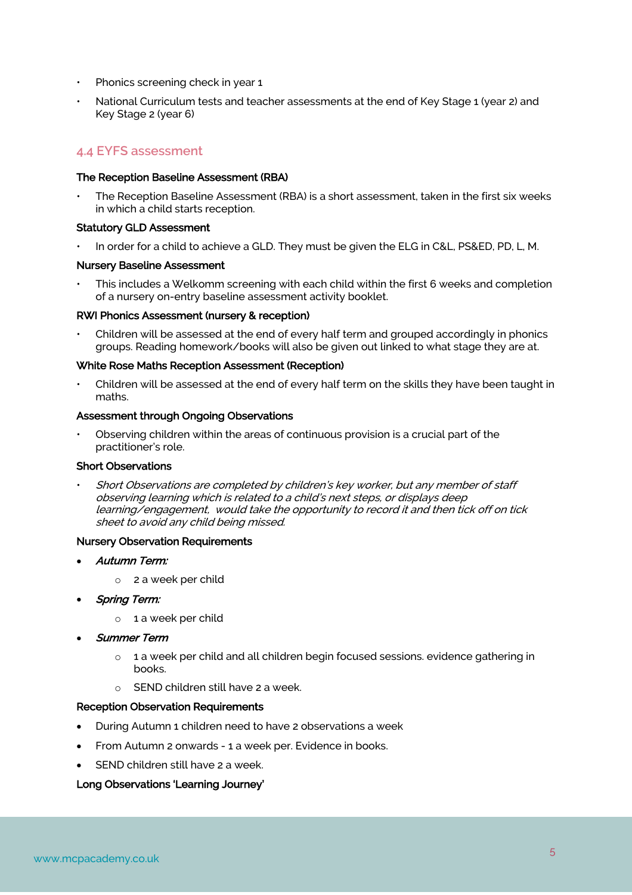- Phonics screening check in year 1
- National Curriculum tests and teacher assessments at the end of Key Stage 1 (year 2) and Key Stage 2 (year 6)

## 4.4 EYFS assessment

**The Reception Baseline Assessment (RBA)**

- The Reception Baseline Assessment (RBA) is a short assessment, taken in the first six weeks in which a child starts reception.

**Statutory GLD Assessment**

- In order for a child to achieve a GLD. They must be given the ELG in C&L, PS&ED, PD, L, M.

**Nursery Baseline Assessment**

- This includes a Welkomm screening with each child within the first 6 weeks and completion of a nursery on-entry baseline assessment activity booklet.

**RWI Phonics Assessment (nursery & reception)**

- Children will be assessed at the end of every half term and grouped accordingly in phonics groups. Reading homework/books will also be given out linked to what stage they are at.

**White Rose Maths Reception Assessment (Reception)**

- Children will be assessed at the end of every half term on the skills they have been taught in maths.

**Assessment through Ongoing Observations**

- Observing children within the areas of continuous provision is a crucial part of the practitioner's role.

**Short Observations**

- *Short Observations are completed by children's key worker, but any member of staff observing learning which is related to a child's next steps, or displays deep learning/engagement, would take the opportunity to record it and then tick off on tick sheet to avoid any child being missed.*

**Nursery Observation Requirements**

- *Autumn Term:*
  - 2 a week per child
- *Spring Term:*
  - 1 a week per child
- *Summer Term*
  - 1 a week per child and all children begin focused sessions. evidence gathering in books.
  - SEND children still have 2 a week.

**Reception Observation Requirements**

- During Autumn 1 children need to have 2 observations a week
- From Autumn 2 onwards - 1 a week per. Evidence in books.
- SEND children still have 2 a week.

**Long Observations 'Learning Journey'**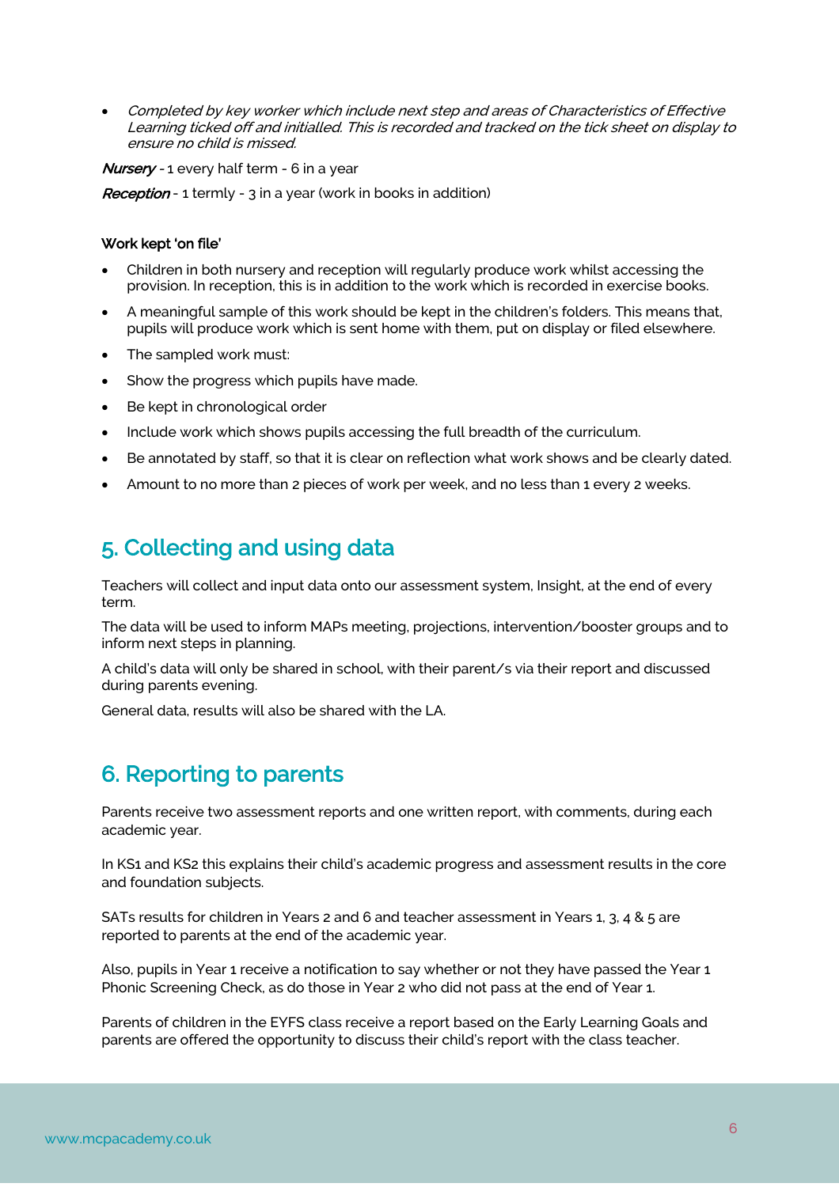- *Completed by key worker which include next step and areas of Characteristics of Effective Learning ticked off and initialled. This is recorded and tracked on the tick sheet on display to ensure no child is missed.*

***Nursery*** - 1 every half term - 6 in a year

***Reception*** - 1 termly - 3 in a year (work in books in addition)

**Work kept 'on file'**

- Children in both nursery and reception will regularly produce work whilst accessing the provision. In reception, this is in addition to the work which is recorded in exercise books.
- A meaningful sample of this work should be kept in the children's folders. This means that, pupils will produce work which is sent home with them, put on display or filed elsewhere.
- The sampled work must:
- Show the progress which pupils have made.
- Be kept in chronological order
- Include work which shows pupils accessing the full breadth of the curriculum.
- Be annotated by staff, so that it is clear on reflection what work shows and be clearly dated.
- Amount to no more than 2 pieces of work per week, and no less than 1 every 2 weeks.

## 5. Collecting and using data

Teachers will collect and input data onto our assessment system, Insight, at the end of every term.

The data will be used to inform MAPs meeting, projections, intervention/booster groups and to inform next steps in planning.

A child's data will only be shared in school, with their parent/s via their report and discussed during parents evening.

General data, results will also be shared with the LA.

## 6. Reporting to parents

Parents receive two assessment reports and one written report, with comments, during each academic year.

In KS1 and KS2 this explains their child's academic progress and assessment results in the core and foundation subjects.

SATs results for children in Years 2 and 6 and teacher assessment in Years 1, 3, 4 & 5 are reported to parents at the end of the academic year.

Also, pupils in Year 1 receive a notification to say whether or not they have passed the Year 1 Phonic Screening Check, as do those in Year 2 who did not pass at the end of Year 1.

Parents of children in the EYFS class receive a report based on the Early Learning Goals and parents are offered the opportunity to discuss their child's report with the class teacher.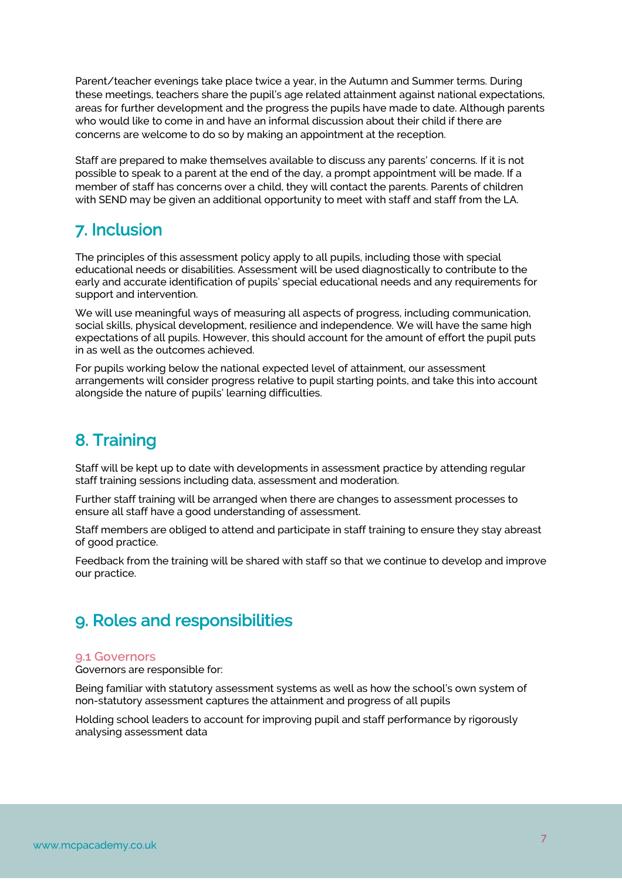Parent/teacher evenings take place twice a year, in the Autumn and Summer terms. During these meetings, teachers share the pupil's age related attainment against national expectations, areas for further development and the progress the pupils have made to date. Although parents who would like to come in and have an informal discussion about their child if there are concerns are welcome to do so by making an appointment at the reception.

Staff are prepared to make themselves available to discuss any parents' concerns. If it is not possible to speak to a parent at the end of the day, a prompt appointment will be made. If a member of staff has concerns over a child, they will contact the parents. Parents of children with SEND may be given an additional opportunity to meet with staff and staff from the LA.

## 7. Inclusion

The principles of this assessment policy apply to all pupils, including those with special educational needs or disabilities. Assessment will be used diagnostically to contribute to the early and accurate identification of pupils' special educational needs and any requirements for support and intervention.

We will use meaningful ways of measuring all aspects of progress, including communication, social skills, physical development, resilience and independence. We will have the same high expectations of all pupils. However, this should account for the amount of effort the pupil puts in as well as the outcomes achieved.

For pupils working below the national expected level of attainment, our assessment arrangements will consider progress relative to pupil starting points, and take this into account alongside the nature of pupils' learning difficulties.

## 8. Training

Staff will be kept up to date with developments in assessment practice by attending regular staff training sessions including data, assessment and moderation.

Further staff training will be arranged when there are changes to assessment processes to ensure all staff have a good understanding of assessment.

Staff members are obliged to attend and participate in staff training to ensure they stay abreast of good practice.

Feedback from the training will be shared with staff so that we continue to develop and improve our practice.

## 9. Roles and responsibilities

### 9.1 Governors

Governors are responsible for:

Being familiar with statutory assessment systems as well as how the school's own system of non-statutory assessment captures the attainment and progress of all pupils

Holding school leaders to account for improving pupil and staff performance by rigorously analysing assessment data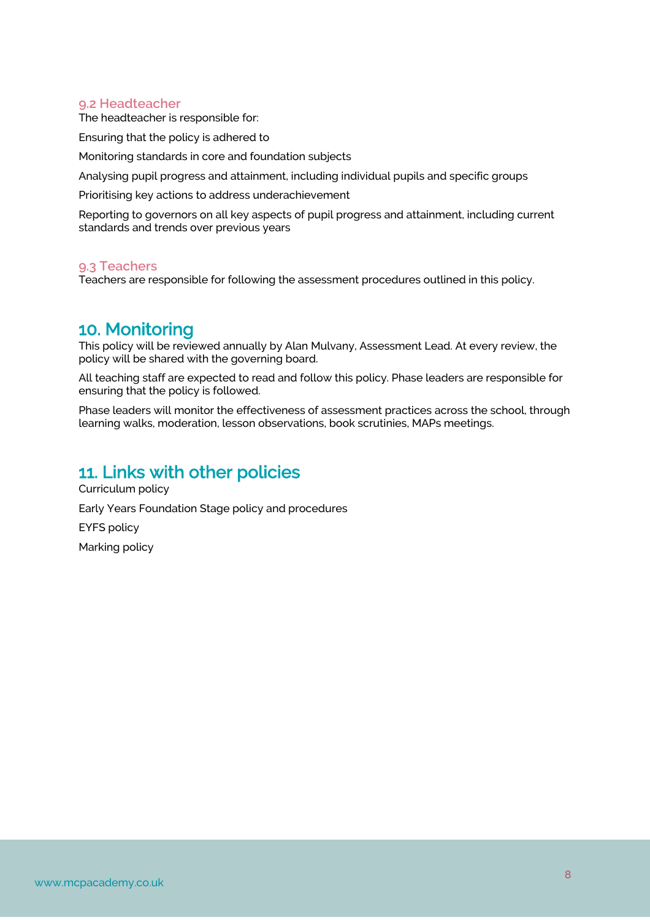### 9.2 Headteacher

The headteacher is responsible for:

Ensuring that the policy is adhered to

Monitoring standards in core and foundation subjects

Analysing pupil progress and attainment, including individual pupils and specific groups

Prioritising key actions to address underachievement

Reporting to governors on all key aspects of pupil progress and attainment, including current standards and trends over previous years

### 9.3 Teachers

Teachers are responsible for following the assessment procedures outlined in this policy.

## 10. Monitoring

This policy will be reviewed annually by Alan Mulvany, Assessment Lead. At every review, the policy will be shared with the governing board.

All teaching staff are expected to read and follow this policy. Phase leaders are responsible for ensuring that the policy is followed.

Phase leaders will monitor the effectiveness of assessment practices across the school, through learning walks, moderation, lesson observations, book scrutinies, MAPs meetings.

## 11. Links with other policies

Curriculum policy

Early Years Foundation Stage policy and procedures

EYFS policy

Marking policy